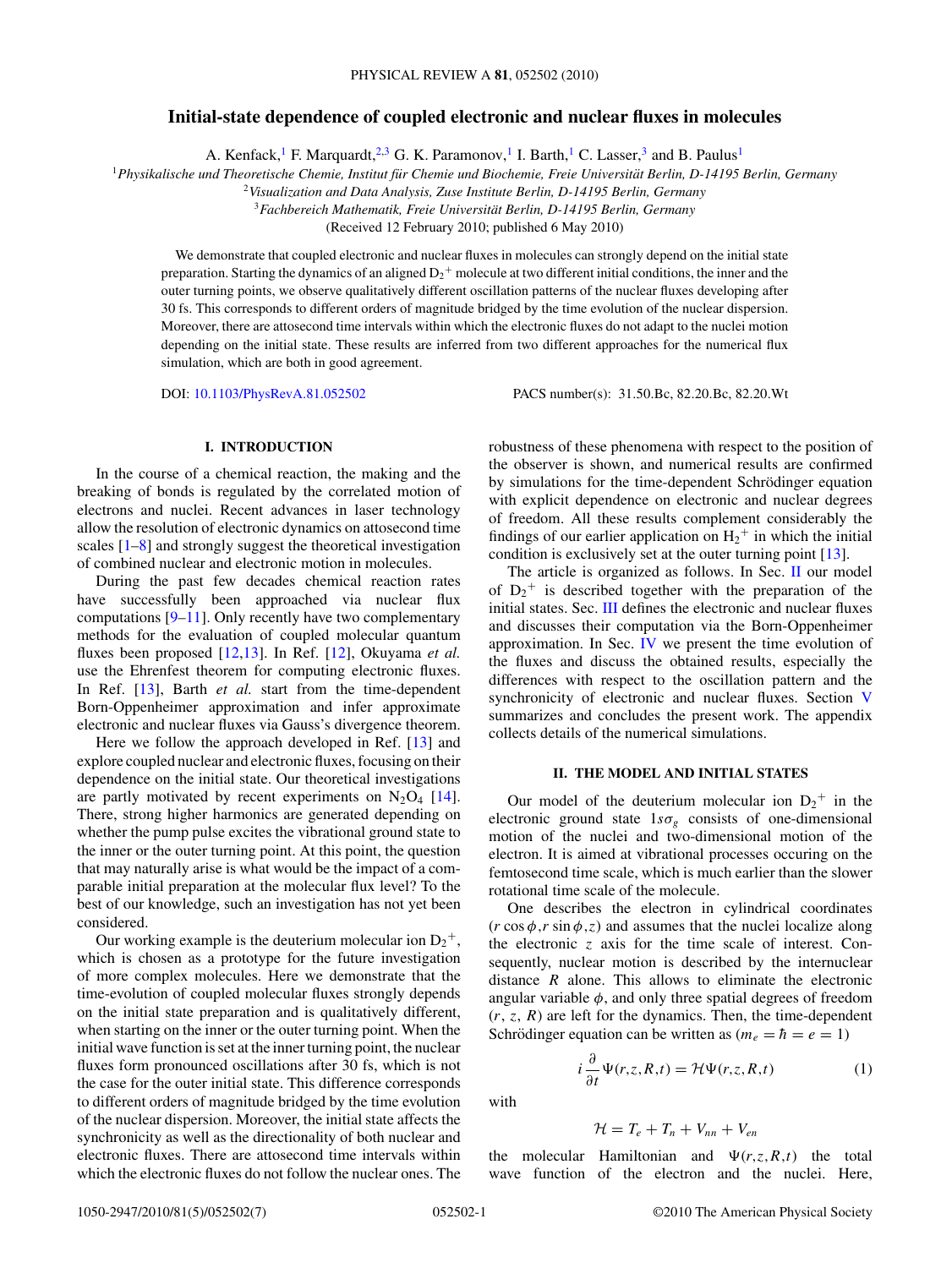# Initial-state dependence of coupled electronic and nuclear fluxes in molecules

A. Kenfack,[1] F. Marquardt,[2,3] G. K. Paramonov,[1] I. Barth,[1] C. Lasser,[3] and B. Paulus[1]

[1]*Physikalische und Theoretische Chemie, Institut für Chemie und Biochemie, Freie Universität Berlin, D-14195 Berlin, Germany*
[2]*Visualization and Data Analysis, Zuse Institute Berlin, D-14195 Berlin, Germany*
[3]*Fachbereich Mathematik, Freie Universität Berlin, D-14195 Berlin, Germany*
(Received 12 February 2010; published 6 May 2010)

We demonstrate that coupled electronic and nuclear fluxes in molecules can strongly depend on the initial state preparation. Starting the dynamics of an aligned $D_2^+$ molecule at two different initial conditions, the inner and the outer turning points, we observe qualitatively different oscillation patterns of the nuclear fluxes developing after 30 fs. This corresponds to different orders of magnitude bridged by the time evolution of the nuclear dispersion. Moreover, there are attosecond time intervals within which the electronic fluxes do not adapt to the nuclei motion depending on the initial state. These results are inferred from two different approaches for the numerical flux simulation, which are both in good agreement.

DOI: 10.1103/PhysRevA.81.052502 PACS number(s): 31.50.Bc, 82.20.Bc, 82.20.Wt

## I. INTRODUCTION

In the course of a chemical reaction, the making and the breaking of bonds is regulated by the correlated motion of electrons and nuclei. Recent advances in laser technology allow the resolution of electronic dynamics on attosecond time scales [1–8] and strongly suggest the theoretical investigation of combined nuclear and electronic motion in molecules.

During the past few decades chemical reaction rates have successfully been approached via nuclear flux computations [9–11]. Only recently have two complementary methods for the evaluation of coupled molecular quantum fluxes been proposed [12,13]. In Ref. [12], Okuyama *et al.* use the Ehrenfest theorem for computing electronic fluxes. In Ref. [13], Barth *et al.* start from the time-dependent Born-Oppenheimer approximation and infer approximate electronic and nuclear fluxes via Gauss's divergence theorem.

Here we follow the approach developed in Ref. [13] and explore coupled nuclear and electronic fluxes, focusing on their dependence on the initial state. Our theoretical investigations are partly motivated by recent experiments on $N_2O_4$ [14]. There, strong higher harmonics are generated depending on whether the pump pulse excites the vibrational ground state to the inner or the outer turning point. At this point, the question that may naturally arise is what would be the impact of a comparable initial preparation at the molecular flux level? To the best of our knowledge, such an investigation has not yet been considered.

Our working example is the deuterium molecular ion $D_2^+$, which is chosen as a prototype for the future investigation of more complex molecules. Here we demonstrate that the time-evolution of coupled molecular fluxes strongly depends on the initial state preparation and is qualitatively different, when starting on the inner or the outer turning point. When the initial wave function is set at the inner turning point, the nuclear fluxes form pronounced oscillations after 30 fs, which is not the case for the outer initial state. This difference corresponds to different orders of magnitude bridged by the time evolution of the nuclear dispersion. Moreover, the initial state affects the synchronicity as well as the directionality of both nuclear and electronic fluxes. There are attosecond time intervals within which the electronic fluxes do not follow the nuclear ones. The robustness of these phenomena with respect to the position of the observer is shown, and numerical results are confirmed by simulations for the time-dependent Schrödinger equation with explicit dependence on electronic and nuclear degrees of freedom. All these results complement considerably the findings of our earlier application on $H_2^+$ in which the initial condition is exclusively set at the outer turning point [13].

The article is organized as follows. In Sec. II our model of $D_2^+$ is described together with the preparation of the initial states. Sec. III defines the electronic and nuclear fluxes and discusses their computation via the Born-Oppenheimer approximation. In Sec. IV we present the time evolution of the fluxes and discuss the obtained results, especially the differences with respect to the oscillation pattern and the synchronicity of electronic and nuclear fluxes. Section V summarizes and concludes the present work. The appendix collects details of the numerical simulations.

## II. THE MODEL AND INITIAL STATES

Our model of the deuterium molecular ion $D_2^+$ in the electronic ground state $1s\sigma_g$ consists of one-dimensional motion of the nuclei and two-dimensional motion of the electron. It is aimed at vibrational processes occuring on the femtosecond time scale, which is much earlier than the slower rotational time scale of the molecule.

One describes the electron in cylindrical coordinates $(r\cos\phi, r\sin\phi, z)$ and assumes that the nuclei localize along the electronic $z$ axis for the time scale of interest. Consequently, nuclear motion is described by the internuclear distance $R$ alone. This allows to eliminate the electronic angular variable $\phi$, and only three spatial degrees of freedom $(r, z, R)$ are left for the dynamics. Then, the time-dependent Schrödinger equation can be written as ($m_e = \hbar = e = 1$)

$$i\frac{\partial}{\partial t}\Psi(r,z,R,t) = \mathcal{H}\Psi(r,z,R,t) \tag{1}$$

with

$$\mathcal{H} = T_e + T_n + V_{nn} + V_{en}$$

the molecular Hamiltonian and $\Psi(r,z,R,t)$ the total wave function of the electron and the nuclei. Here,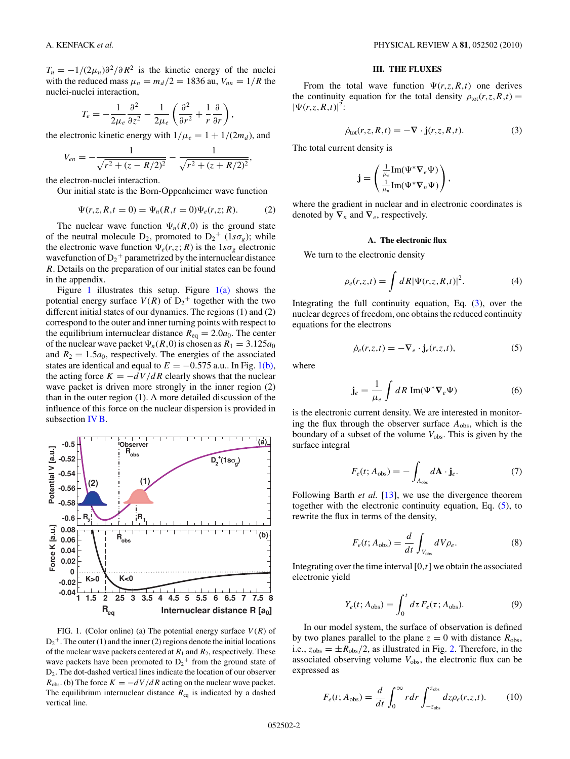$T_n = -1/(2\mu_n)\partial^2/\partial R^2$ is the kinetic energy of the nuclei with the reduced mass $\mu_n = m_d/2 = 1836$ au, $V_{nn} = 1/R$ the nuclei-nuclei interaction,

$$T_e = -\frac{1}{2\mu_e}\frac{\partial^2}{\partial z^2} - \frac{1}{2\mu_e}\left(\frac{\partial^2}{\partial r^2} + \frac{1}{r}\frac{\partial}{\partial r}\right),$$

the electronic kinetic energy with $1/\mu_e = 1 + 1/(2m_d)$, and

$$V_{en} = -\frac{1}{\sqrt{r^2 + (z - R/2)^2}} - \frac{1}{\sqrt{r^2 + (z + R/2)^2}},$$

the electron-nuclei interaction.

Our initial state is the Born-Oppenheimer wave function

$$\Psi(r,z,R,t=0) = \Psi_n(R,t=0)\Psi_e(r,z;R). \tag{2}$$

The nuclear wave function $\Psi_n(R,0)$ is the ground state of the neutral molecule $D_2$, promoted to $D_2{}^+$ $(1s\sigma_g)$; while the electronic wave function $\Psi_e(r,z;R)$ is the $1s\sigma_g$ electronic wavefunction of $D_2{}^+$ parametrized by the internuclear distance $R$. Details on the preparation of our initial states can be found in the appendix.

Figure 1 illustrates this setup. Figure 1(a) shows the potential energy surface $V(R)$ of $D_2{}^+$ together with the two different initial states of our dynamics. The regions (1) and (2) correspond to the outer and inner turning points with respect to the equilibrium internuclear distance $R_{\text{eq}} = 2.0a_0$. The center of the nuclear wave packet $\Psi_n(R,0)$ is chosen as $R_1 = 3.125a_0$ and $R_2 = 1.5a_0$, respectively. The energies of the associated states are identical and equal to $E = -0.575$ a.u.. In Fig. 1(b), the acting force $K = -dV/dR$ clearly shows that the nuclear wave packet is driven more strongly in the inner region (2) than in the outer region (1). A more detailed discussion of the influence of this force on the nuclear dispersion is provided in subsection IV B.

FIG. 1. (Color online) (a) The potential energy surface $V(R)$ of $D_2{}^+$. The outer (1) and the inner (2) regions denote the initial locations of the nuclear wave packets centered at $R_1$ and $R_2$, respectively. These wave packets have been promoted to $D_2{}^+$ from the ground state of $D_2$. The dot-dashed vertical lines indicate the location of our observer $R_{\text{obs}}$. (b) The force $K = -dV/dR$ acting on the nuclear wave packet. The equilibrium internuclear distance $R_{\text{eq}}$ is indicated by a dashed vertical line.

## III. THE FLUXES

From the total wave function $\Psi(r,z,R,t)$ one derives the continuity equation for the total density $\rho_{\text{tot}}(r,z,R,t) = |\Psi(r,z,R,t)|^2$:

$$\dot{\rho}_{\text{tot}}(r,z,R,t) = -\nabla \cdot \mathbf{j}(r,z,R,t). \tag{3}$$

The total current density is

$$\mathbf{j} = \begin{pmatrix} \frac{1}{\mu_e}\text{Im}(\Psi^*\nabla_e\Psi) \\ \frac{1}{\mu_n}\text{Im}(\Psi^*\nabla_n\Psi) \end{pmatrix},$$

where the gradient in nuclear and in electronic coordinates is denoted by $\nabla_n$ and $\nabla_e$, respectively.

### A. The electronic flux

We turn to the electronic density

$$\rho_e(r,z,t) = \int dR|\Psi(r,z,R,t)|^2. \tag{4}$$

Integrating the full continuity equation, Eq. (3), over the nuclear degrees of freedom, one obtains the reduced continuity equations for the electrons

$$\dot{\rho}_e(r,z,t) = -\nabla_e \cdot \mathbf{j}_e(r,z,t), \tag{5}$$

where

$$\mathbf{j}_e = \frac{1}{\mu_e}\int dR\,\text{Im}(\Psi^*\nabla_e\Psi) \tag{6}$$

is the electronic current density. We are interested in monitoring the flux through the observer surface $A_{\text{obs}}$, which is the boundary of a subset of the volume $V_{\text{obs}}$. This is given by the surface integral

$$F_e(t;A_{\text{obs}}) = -\int_{A_{\text{obs}}} d\mathbf{A}\cdot\mathbf{j}_e. \tag{7}$$

Following Barth *et al.* [13], we use the divergence theorem together with the electronic continuity equation, Eq. (5), to rewrite the flux in terms of the density,

$$F_e(t;A_{\text{obs}}) = \frac{d}{dt}\int_{V_{\text{obs}}} dV\rho_e. \tag{8}$$

Integrating over the time interval $[0,t]$ we obtain the associated electronic yield

$$Y_e(t;A_{\text{obs}}) = \int_0^t d\tau\, F_e(\tau;A_{\text{obs}}). \tag{9}$$

In our model system, the surface of observation is defined by two planes parallel to the plane $z = 0$ with distance $R_{\text{obs}}$, i.e., $z_{\text{obs}} = \pm R_{\text{obs}}/2$, as illustrated in Fig. 2. Therefore, in the associated observing volume $V_{\text{obs}}$, the electronic flux can be expressed as

$$F_e(t;A_{\text{obs}}) = \frac{d}{dt}\int_0^\infty r dr \int_{-z_{\text{obs}}}^{z_{\text{obs}}} dz\rho_e(r,z,t). \tag{10}$$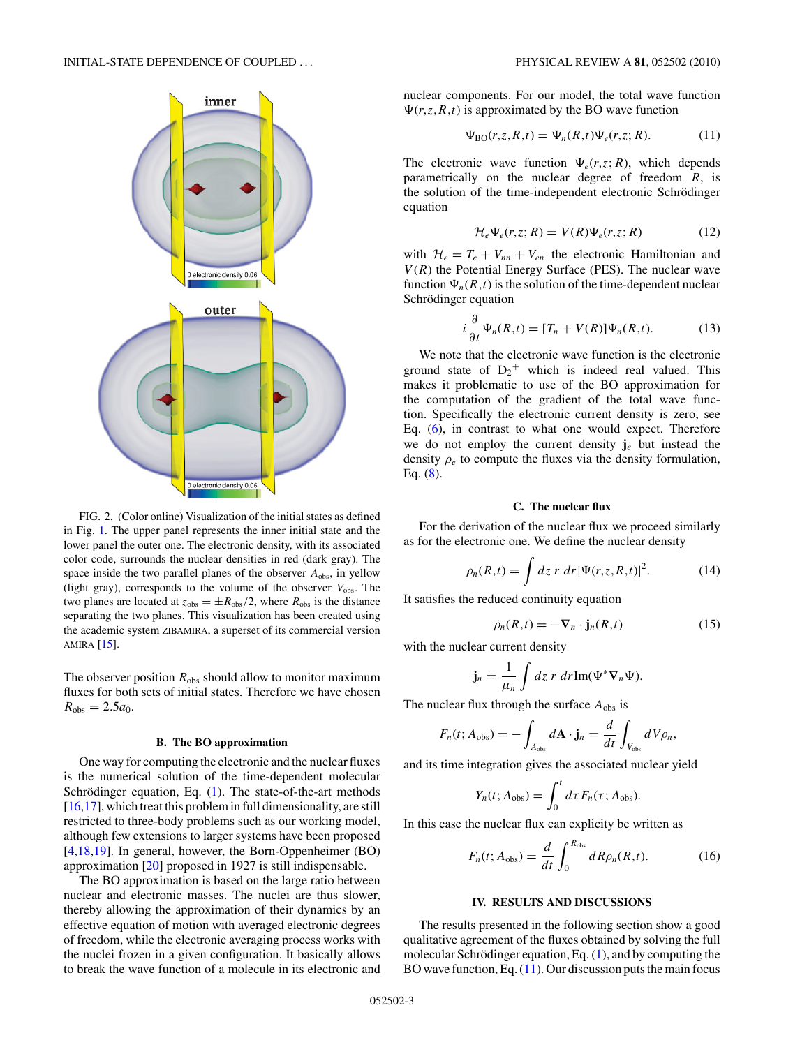FIG. 2. (Color online) Visualization of the initial states as defined in Fig. 1. The upper panel represents the inner initial state and the lower panel the outer one. The electronic density, with its associated color code, surrounds the nuclear densities in red (dark gray). The space inside the two parallel planes of the observer $A_{\rm obs}$, in yellow (light gray), corresponds to the volume of the observer $V_{\rm obs}$. The two planes are located at $z_{\rm obs} = \pm R_{\rm obs}/2$, where $R_{\rm obs}$ is the distance separating the two planes. This visualization has been created using the academic system ZIBAMIRA, a superset of its commercial version AMIRA [15].

The observer position $R_{\rm obs}$ should allow to monitor maximum fluxes for both sets of initial states. Therefore we have chosen $R_{\rm obs} = 2.5a_0$.

### B. The BO approximation

One way for computing the electronic and the nuclear fluxes is the numerical solution of the time-dependent molecular Schrödinger equation, Eq. (1). The state-of-the-art methods [16,17], which treat this problem in full dimensionality, are still restricted to three-body problems such as our working model, although few extensions to larger systems have been proposed [4,18,19]. In general, however, the Born-Oppenheimer (BO) approximation [20] proposed in 1927 is still indispensable.

The BO approximation is based on the large ratio between nuclear and electronic masses. The nuclei are thus slower, thereby allowing the approximation of their dynamics by an effective equation of motion with averaged electronic degrees of freedom, while the electronic averaging process works with the nuclei frozen in a given configuration. It basically allows to break the wave function of a molecule in its electronic and nuclear components. For our model, the total wave function $\Psi(r,z,R,t)$ is approximated by the BO wave function

$$\Psi_{\rm BO}(r,z,R,t) = \Psi_n(R,t)\Psi_e(r,z;R). \tag{11}$$

The electronic wave function $\Psi_e(r,z;R)$, which depends parametrically on the nuclear degree of freedom $R$, is the solution of the time-independent electronic Schrödinger equation

$$\mathcal{H}_e\Psi_e(r,z;R) = V(R)\Psi_e(r,z;R) \tag{12}$$

with $\mathcal{H}_e = T_e + V_{nn} + V_{en}$ the electronic Hamiltonian and $V(R)$ the Potential Energy Surface (PES). The nuclear wave function $\Psi_n(R,t)$ is the solution of the time-dependent nuclear Schrödinger equation

$$i\frac{\partial}{\partial t}\Psi_n(R,t) = [T_n + V(R)]\Psi_n(R,t). \tag{13}$$

We note that the electronic wave function is the electronic ground state of $D_2^+$ which is indeed real valued. This makes it problematic to use of the BO approximation for the computation of the gradient of the total wave function. Specifically the electronic current density is zero, see Eq. (6), in contrast to what one would expect. Therefore we do not employ the current density $\mathbf{j}_e$ but instead the density $\rho_e$ to compute the fluxes via the density formulation, Eq. (8).

### C. The nuclear flux

For the derivation of the nuclear flux we proceed similarly as for the electronic one. We define the nuclear density

$$\rho_n(R,t) = \int dz\, r\, dr |\Psi(r,z,R,t)|^2. \tag{14}$$

It satisfies the reduced continuity equation

$$\dot{\rho}_n(R,t) = -\nabla_n \cdot \mathbf{j}_n(R,t) \tag{15}$$

with the nuclear current density

$$\mathbf{j}_n = \frac{1}{\mu_n}\int dz\, r\, dr \mathrm{Im}(\Psi^*\nabla_n\Psi).$$

The nuclear flux through the surface $A_{\rm obs}$ is

$$F_n(t;A_{\rm obs}) = -\int_{A_{\rm obs}} d\mathbf{A}\cdot\mathbf{j}_n = \frac{d}{dt}\int_{V_{\rm obs}} dV\rho_n,$$

and its time integration gives the associated nuclear yield

$$Y_n(t;A_{\rm obs}) = \int_0^t d\tau\, F_n(\tau;A_{\rm obs}).$$

In this case the nuclear flux can explicity be written as

$$F_n(t;A_{\rm obs}) = \frac{d}{dt}\int_0^{R_{\rm obs}} dR\rho_n(R,t). \tag{16}$$

## IV. RESULTS AND DISCUSSIONS

The results presented in the following section show a good qualitative agreement of the fluxes obtained by solving the full molecular Schrödinger equation, Eq. (1), and by computing the BO wave function, Eq. (11). Our discussion puts the main focus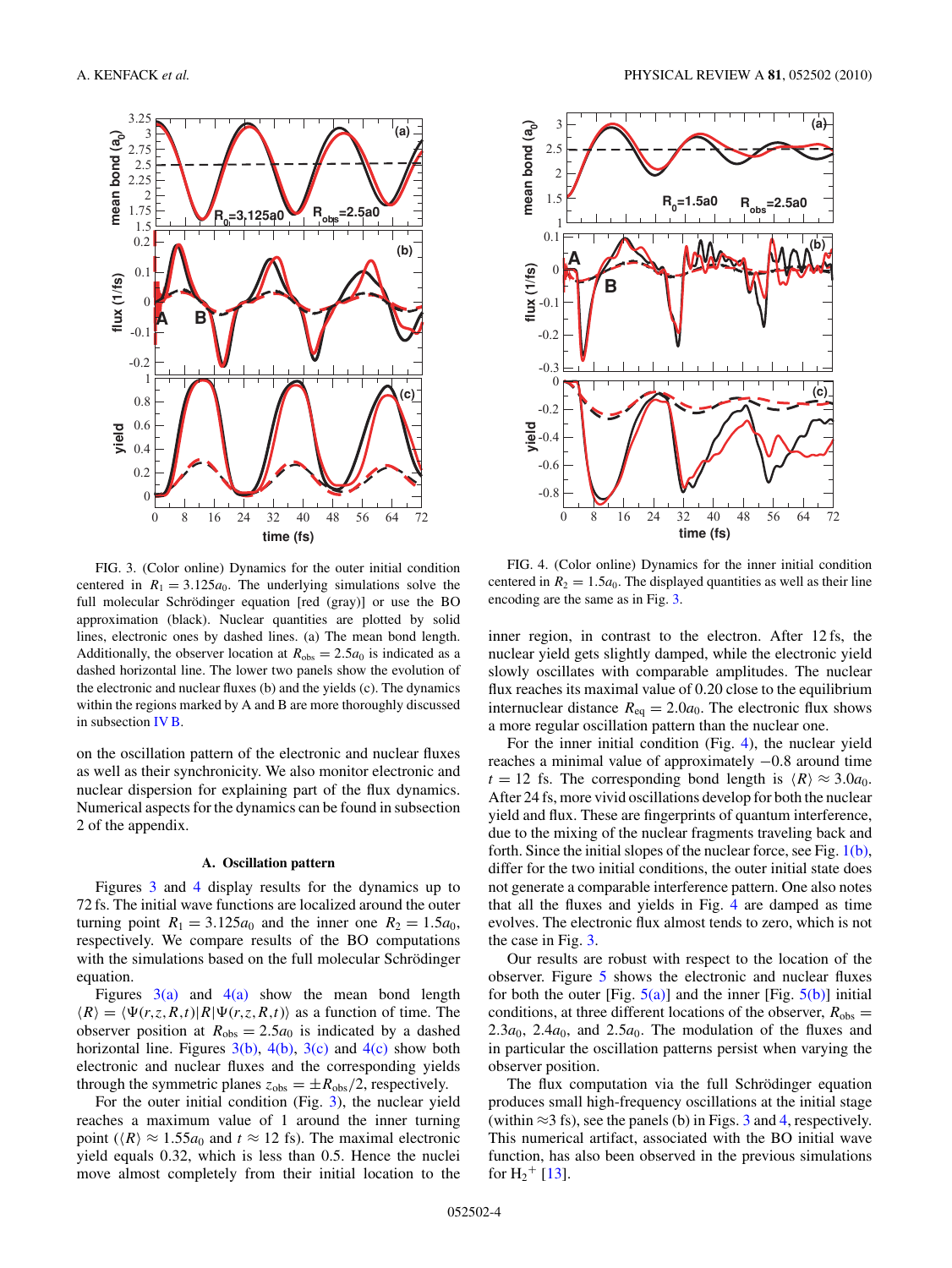FIG. 3. (Color online) Dynamics for the outer initial condition centered in $R_1 = 3.125a_0$. The underlying simulations solve the full molecular Schrödinger equation [red (gray)] or use the BO approximation (black). Nuclear quantities are plotted by solid lines, electronic ones by dashed lines. (a) The mean bond length. Additionally, the observer location at $R_{\rm obs} = 2.5a_0$ is indicated as a dashed horizontal line. The lower two panels show the evolution of the electronic and nuclear fluxes (b) and the yields (c). The dynamics within the regions marked by A and B are more thoroughly discussed in subsection IV B.

FIG. 4. (Color online) Dynamics for the inner initial condition centered in $R_2 = 1.5a_0$. The displayed quantities as well as their line encoding are the same as in Fig. 3.

on the oscillation pattern of the electronic and nuclear fluxes as well as their synchronicity. We also monitor electronic and nuclear dispersion for explaining part of the flux dynamics. Numerical aspects for the dynamics can be found in subsection 2 of the appendix.

### A. Oscillation pattern

Figures 3 and 4 display results for the dynamics up to 72 fs. The initial wave functions are localized around the outer turning point $R_1 = 3.125a_0$ and the inner one $R_2 = 1.5a_0$, respectively. We compare results of the BO computations with the simulations based on the full molecular Schrödinger equation.

Figures 3(a) and 4(a) show the mean bond length $\langle R\rangle = \langle \Psi(r,z,R,t)|R|\Psi(r,z,R,t)\rangle$ as a function of time. The observer position at $R_{\rm obs} = 2.5a_0$ is indicated by a dashed horizontal line. Figures 3(b), 4(b), 3(c) and 4(c) show both electronic and nuclear fluxes and the corresponding yields through the symmetric planes $z_{\rm obs} = \pm R_{\rm obs}/2$, respectively.

For the outer initial condition (Fig. 3), the nuclear yield reaches a maximum value of 1 around the inner turning point ($\langle R\rangle \approx 1.55a_0$ and $t \approx 12$ fs). The maximal electronic yield equals 0.32, which is less than 0.5. Hence the nuclei move almost completely from their initial location to the inner region, in contrast to the electron. After 12 fs, the nuclear yield gets slightly damped, while the electronic yield slowly oscillates with comparable amplitudes. The nuclear flux reaches its maximal value of 0.20 close to the equilibrium internuclear distance $R_{\rm eq} = 2.0a_0$. The electronic flux shows a more regular oscillation pattern than the nuclear one.

For the inner initial condition (Fig. 4), the nuclear yield reaches a minimal value of approximately $-0.8$ around time $t = 12$ fs. The corresponding bond length is $\langle R\rangle \approx 3.0a_0$. After 24 fs, more vivid oscillations develop for both the nuclear yield and flux. These are fingerprints of quantum interference, due to the mixing of the nuclear fragments traveling back and forth. Since the initial slopes of the nuclear force, see Fig. 1(b), differ for the two initial conditions, the outer initial state does not generate a comparable interference pattern. One also notes that all the fluxes and yields in Fig. 4 are damped as time evolves. The electronic flux almost tends to zero, which is not the case in Fig. 3.

Our results are robust with respect to the location of the observer. Figure 5 shows the electronic and nuclear fluxes for both the outer [Fig. 5(a)] and the inner [Fig. 5(b)] initial conditions, at three different locations of the observer, $R_{\rm obs} = 2.3a_0$, $2.4a_0$, and $2.5a_0$. The modulation of the fluxes and in particular the oscillation patterns persist when varying the observer position.

The flux computation via the full Schrödinger equation produces small high-frequency oscillations at the initial stage (within $\approx$3 fs), see the panels (b) in Figs. 3 and 4, respectively. This numerical artifact, associated with the BO initial wave function, has also been observed in the previous simulations for $H_2^+$ [13].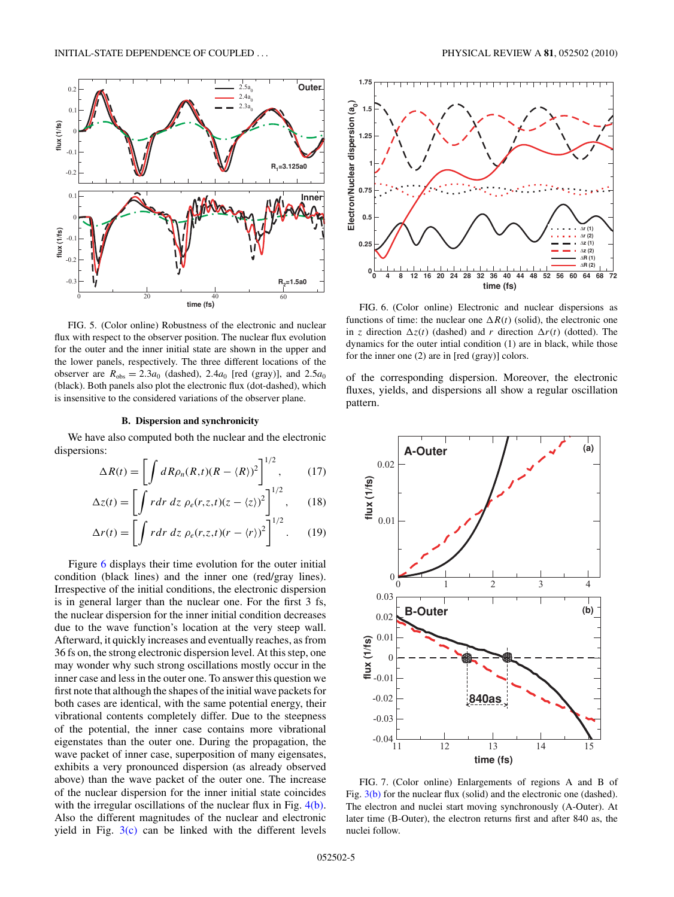FIG. 5. (Color online) Robustness of the electronic and nuclear flux with respect to the observer position. The nuclear flux evolution for the outer and the inner initial state are shown in the upper and the lower panels, respectively. The three different locations of the observer are $R_{\rm obs} = 2.3a_0$ (dashed), $2.4a_0$ [red (gray)], and $2.5a_0$ (black). Both panels also plot the electronic flux (dot-dashed), which is insensitive to the considered variations of the observer plane.

### B. Dispersion and synchronicity

We have also computed both the nuclear and the electronic dispersions:

$$\Delta R(t) = \left[ \int dR \rho_n(R,t)(R - \langle R \rangle)^2 \right]^{1/2}, \tag{17}$$

$$\Delta z(t) = \left[ \int r dr\, dz\, \rho_e(r,z,t)(z - \langle z \rangle)^2 \right]^{1/2}, \tag{18}$$

$$\Delta r(t) = \left[ \int r dr\, dz\, \rho_e(r,z,t)(r - \langle r \rangle)^2 \right]^{1/2}. \tag{19}$$

Figure 6 displays their time evolution for the outer initial condition (black lines) and the inner one (red/gray lines). Irrespective of the initial conditions, the electronic dispersion is in general larger than the nuclear one. For the first 3 fs, the nuclear dispersion for the inner initial condition decreases due to the wave function's location at the very steep wall. Afterward, it quickly increases and eventually reaches, as from 36 fs on, the strong electronic dispersion level. At this step, one may wonder why such strong oscillations mostly occur in the inner case and less in the outer one. To answer this question we first note that although the shapes of the initial wave packets for both cases are identical, with the same potential energy, their vibrational contents completely differ. Due to the steepness of the potential, the inner case contains more vibrational eigenstates than the outer one. During the propagation, the wave packet of inner case, superposition of many eigensates, exhibits a very pronounced dispersion (as already observed above) than the wave packet of the outer one. The increase of the nuclear dispersion for the inner initial state coincides with the irregular oscillations of the nuclear flux in Fig. 4(b). Also the different magnitudes of the nuclear and electronic yield in Fig. 3(c) can be linked with the different levels of the corresponding dispersion. Moreover, the electronic fluxes, yields, and dispersions all show a regular oscillation pattern.

FIG. 6. (Color online) Electronic and nuclear dispersions as functions of time: the nuclear one $\Delta R(t)$ (solid), the electronic one in $z$ direction $\Delta z(t)$ (dashed) and $r$ direction $\Delta r(t)$ (dotted). The dynamics for the outer intial condition (1) are in black, while those for the inner one (2) are in [red (gray)] colors.

FIG. 7. (Color online) Enlargements of regions A and B of Fig. 3(b) for the nuclear flux (solid) and the electronic one (dashed). The electron and nuclei start moving synchronously (A-Outer). At later time (B-Outer), the electron returns first and after 840 as, the nuclei follow.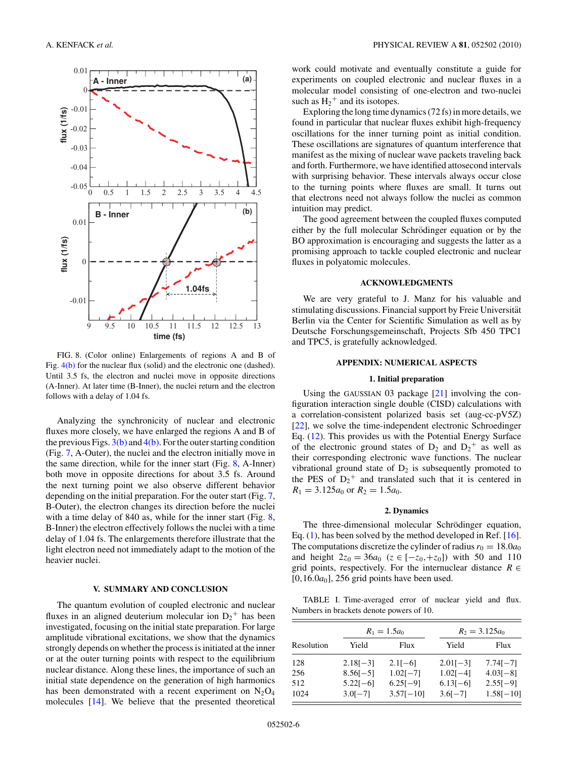FIG. 8. (Color online) Enlargements of regions A and B of Fig. 4(b) for the nuclear flux (solid) and the electronic one (dashed). Until 3.5 fs, the electron and nuclei move in opposite directions (A-Inner). At later time (B-Inner), the nuclei return and the electron follows with a delay of 1.04 fs.

Analyzing the synchronicity of nuclear and electronic fluxes more closely, we have enlarged the regions A and B of the previous Figs. 3(b) and 4(b). For the outer starting condition (Fig. 7, A-Outer), the nuclei and the electron initially move in the same direction, while for the inner start (Fig. 8, A-Inner) both move in opposite directions for about 3.5 fs. Around the next turning point we also observe different behavior depending on the initial preparation. For the outer start (Fig. 7, B-Outer), the electron changes its direction before the nuclei with a time delay of 840 as, while for the inner start (Fig. 8, B-Inner) the electron effectively follows the nuclei with a time delay of 1.04 fs. The enlargements therefore illustrate that the light electron need not immediately adapt to the motion of the heavier nuclei.

## V. SUMMARY AND CONCLUSION

The quantum evolution of coupled electronic and nuclear fluxes in an aligned deuterium molecular ion $D_2^+$ has been investigated, focusing on the initial state preparation. For large amplitude vibrational excitations, we show that the dynamics strongly depends on whether the process is initiated at the inner or at the outer turning points with respect to the equilibrium nuclear distance. Along these lines, the importance of such an initial state dependence on the generation of high harmonics has been demonstrated with a recent experiment on $N_2O_4$ molecules [14]. We believe that the presented theoretical work could motivate and eventually constitute a guide for experiments on coupled electronic and nuclear fluxes in a molecular model consisting of one-electron and two-nuclei such as $H_2^+$ and its isotopes.

Exploring the long time dynamics (72 fs) in more details, we found in particular that nuclear fluxes exhibit high-frequency oscillations for the inner turning point as initial condition. These oscillations are signatures of quantum interference that manifest as the mixing of nuclear wave packets traveling back and forth. Furthermore, we have identified attosecond intervals with surprising behavior. These intervals always occur close to the turning points where fluxes are small. It turns out that electrons need not always follow the nuclei as common intuition may predict.

The good agreement between the coupled fluxes computed either by the full molecular Schrödinger equation or by the BO approximation is encouraging and suggests the latter as a promising approach to tackle coupled electronic and nuclear fluxes in polyatomic molecules.

## ACKNOWLEDGMENTS

We are very grateful to J. Manz for his valuable and stimulating discussions. Financial support by Freie Universität Berlin via the Center for Scientific Simulation as well as by Deutsche Forschungsgemeinschaft, Projects Sfb 450 TPC1 and TPC5, is gratefully acknowledged.

## APPENDIX: NUMERICAL ASPECTS

### 1. Initial preparation

Using the GAUSSIAN 03 package [21] involving the configuration interaction single double (CISD) calculations with a correlation-consistent polarized basis set (aug-cc-pV5Z) [22], we solve the time-independent electronic Schroedinger Eq. (12). This provides us with the Potential Energy Surface of the electronic ground states of $D_2$ and $D_2^+$ as well as their corresponding electronic wave functions. The nuclear vibrational ground state of $D_2$ is subsequently promoted to the PES of $D_2^+$ and translated such that it is centered in $R_1 = 3.125a_0$ or $R_2 = 1.5a_0$.

### 2. Dynamics

The three-dimensional molecular Schrödinger equation, Eq. (1), has been solved by the method developed in Ref. [16]. The computations discretize the cylinder of radius $r_0 = 18.0a_0$ and height $2z_0 = 36a_0$ ($z \in [-z_0, +z_0]$) with 50 and 110 grid points, respectively. For the internuclear distance $R \in [0, 16.0a_0]$, 256 grid points have been used.

TABLE I. Time-averaged error of nuclear yield and flux. Numbers in brackets denote powers of 10.

| Resolution | $R_1 = 1.5a_0$ | | $R_2 = 3.125a_0$ | |
|---|---|---|---|---|
| | Yield | Flux | Yield | Flux |
| 128 | 2.18[−3] | 2.1[−6] | 2.01[−3] | 7.74[−7] |
| 256 | 8.56[−5] | 1.02[−7] | 1.02[−4] | 4.03[−8] |
| 512 | 5.22[−6] | 6.25[−9] | 6.13[−6] | 2.55[−9] |
| 1024 | 3.0[−7] | 3.57[−10] | 3.6[−7] | 1.58[−10] |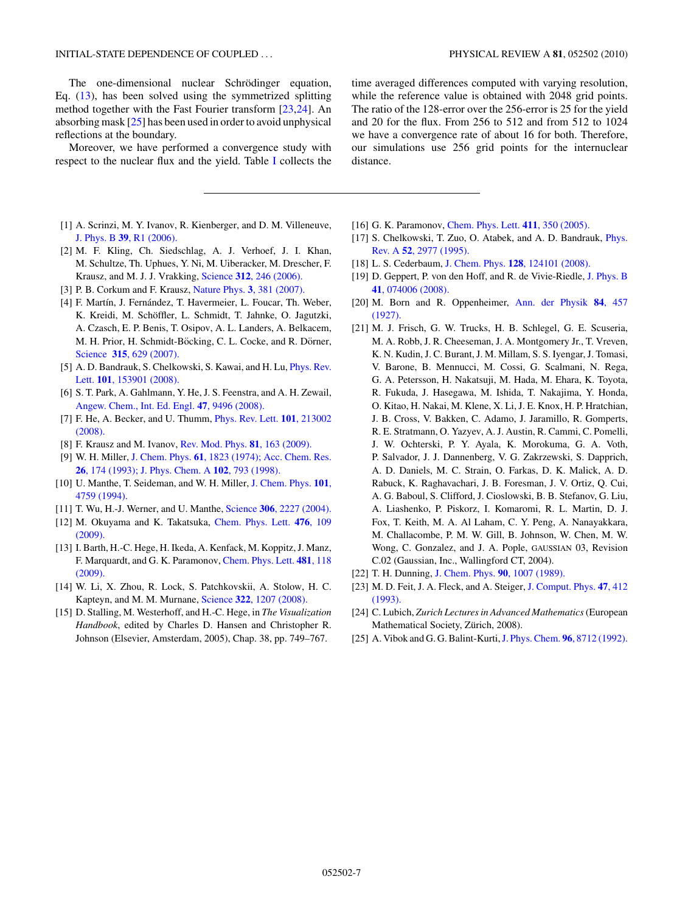The one-dimensional nuclear Schrödinger equation, Eq. (13), has been solved using the symmetrized splitting method together with the Fast Fourier transform [23,24]. An absorbing mask [25] has been used in order to avoid unphysical reflections at the boundary.

Moreover, we have performed a convergence study with respect to the nuclear flux and the yield. Table I collects the time averaged differences computed with varying resolution, while the reference value is obtained with 2048 grid points. The ratio of the 128-error over the 256-error is 25 for the yield and 20 for the flux. From 256 to 512 and from 512 to 1024 we have a convergence rate of about 16 for both. Therefore, our simulations use 256 grid points for the internuclear distance.

---

[1] A. Scrinzi, M. Y. Ivanov, R. Kienberger, and D. M. Villeneuve, J. Phys. B **39**, R1 (2006).

[2] M. F. Kling, Ch. Siedschlag, A. J. Verhoef, J. I. Khan, M. Schultze, Th. Uphues, Y. Ni, M. Uiberacker, M. Drescher, F. Krausz, and M. J. J. Vrakking, Science **312**, 246 (2006).

[3] P. B. Corkum and F. Krausz, Nature Phys. **3**, 381 (2007).

[4] F. Martín, J. Fernández, T. Havermeier, L. Foucar, Th. Weber, K. Kreidi, M. Schöffler, L. Schmidt, T. Jahnke, O. Jagutzki, A. Czasch, E. P. Benis, T. Osipov, A. L. Landers, A. Belkacem, M. H. Prior, H. Schmidt-Böcking, C. L. Cocke, and R. Dörner, Science **315**, 629 (2007).

[5] A. D. Bandrauk, S. Chelkowski, S. Kawai, and H. Lu, Phys. Rev. Lett. **101**, 153901 (2008).

[6] S. T. Park, A. Gahlmann, Y. He, J. S. Feenstra, and A. H. Zewail, Angew. Chem., Int. Ed. Engl. **47**, 9496 (2008).

[7] F. He, A. Becker, and U. Thumm, Phys. Rev. Lett. **101**, 213002 (2008).

[8] F. Krausz and M. Ivanov, Rev. Mod. Phys. **81**, 163 (2009).

[9] W. H. Miller, J. Chem. Phys. **61**, 1823 (1974); Acc. Chem. Res. **26**, 174 (1993); J. Phys. Chem. A **102**, 793 (1998).

[10] U. Manthe, T. Seideman, and W. H. Miller, J. Chem. Phys. **101**, 4759 (1994).

[11] T. Wu, H.-J. Werner, and U. Manthe, Science **306**, 2227 (2004).

[12] M. Okuyama and K. Takatsuka, Chem. Phys. Lett. **476**, 109 (2009).

[13] I. Barth, H.-C. Hege, H. Ikeda, A. Kenfack, M. Koppitz, J. Manz, F. Marquardt, and G. K. Paramonov, Chem. Phys. Lett. **481**, 118 (2009).

[14] W. Li, X. Zhou, R. Lock, S. Patchkovskii, A. Stolow, H. C. Kapteyn, and M. M. Murnane, Science **322**, 1207 (2008).

[15] D. Stalling, M. Westerhoff, and H.-C. Hege, in *The Visualization Handbook*, edited by Charles D. Hansen and Christopher R. Johnson (Elsevier, Amsterdam, 2005), Chap. 38, pp. 749–767.

[16] G. K. Paramonov, Chem. Phys. Lett. **411**, 350 (2005).

[17] S. Chelkowski, T. Zuo, O. Atabek, and A. D. Bandrauk, Phys. Rev. A **52**, 2977 (1995).

[18] L. S. Cederbaum, J. Chem. Phys. **128**, 124101 (2008).

[19] D. Geppert, P. von den Hoff, and R. de Vivie-Riedle, J. Phys. B **41**, 074006 (2008).

[20] M. Born and R. Oppenheimer, Ann. der Physik **84**, 457 (1927).

[21] M. J. Frisch, G. W. Trucks, H. B. Schlegel, G. E. Scuseria, M. A. Robb, J. R. Cheeseman, J. A. Montgomery Jr., T. Vreven, K. N. Kudin, J. C. Burant, J. M. Millam, S. S. Iyengar, J. Tomasi, V. Barone, B. Mennucci, M. Cossi, G. Scalmani, N. Rega, G. A. Petersson, H. Nakatsuji, M. Hada, M. Ehara, K. Toyota, R. Fukuda, J. Hasegawa, M. Ishida, T. Nakajima, Y. Honda, O. Kitao, H. Nakai, M. Klene, X. Li, J. E. Knox, H. P. Hratchian, J. B. Cross, V. Bakken, C. Adamo, J. Jaramillo, R. Gomperts, R. E. Stratmann, O. Yazyev, A. J. Austin, R. Cammi, C. Pomelli, J. W. Ochterski, P. Y. Ayala, K. Morokuma, G. A. Voth, P. Salvador, J. J. Dannenberg, V. G. Zakrzewski, S. Dapprich, A. D. Daniels, M. C. Strain, O. Farkas, D. K. Malick, A. D. Rabuck, K. Raghavachari, J. B. Foresman, J. V. Ortiz, Q. Cui, A. G. Baboul, S. Clifford, J. Cioslowski, B. B. Stefanov, G. Liu, A. Liashenko, P. Piskorz, I. Komaromi, R. L. Martin, D. J. Fox, T. Keith, M. A. Al Laham, C. Y. Peng, A. Nanayakkara, M. Challacombe, P. M. W. Gill, B. Johnson, W. Chen, M. W. Wong, C. Gonzalez, and J. A. Pople, GAUSSIAN 03, Revision C.02 (Gaussian, Inc., Wallingford CT, 2004).

[22] T. H. Dunning, J. Chem. Phys. **90**, 1007 (1989).

[23] M. D. Feit, J. A. Fleck, and A. Steiger, J. Comput. Phys. **47**, 412 (1993).

[24] C. Lubich, *Zurich Lectures in Advanced Mathematics* (European Mathematical Society, Zürich, 2008).

[25] A. Vibok and G. G. Balint-Kurti, J. Phys. Chem. **96**, 8712 (1992).